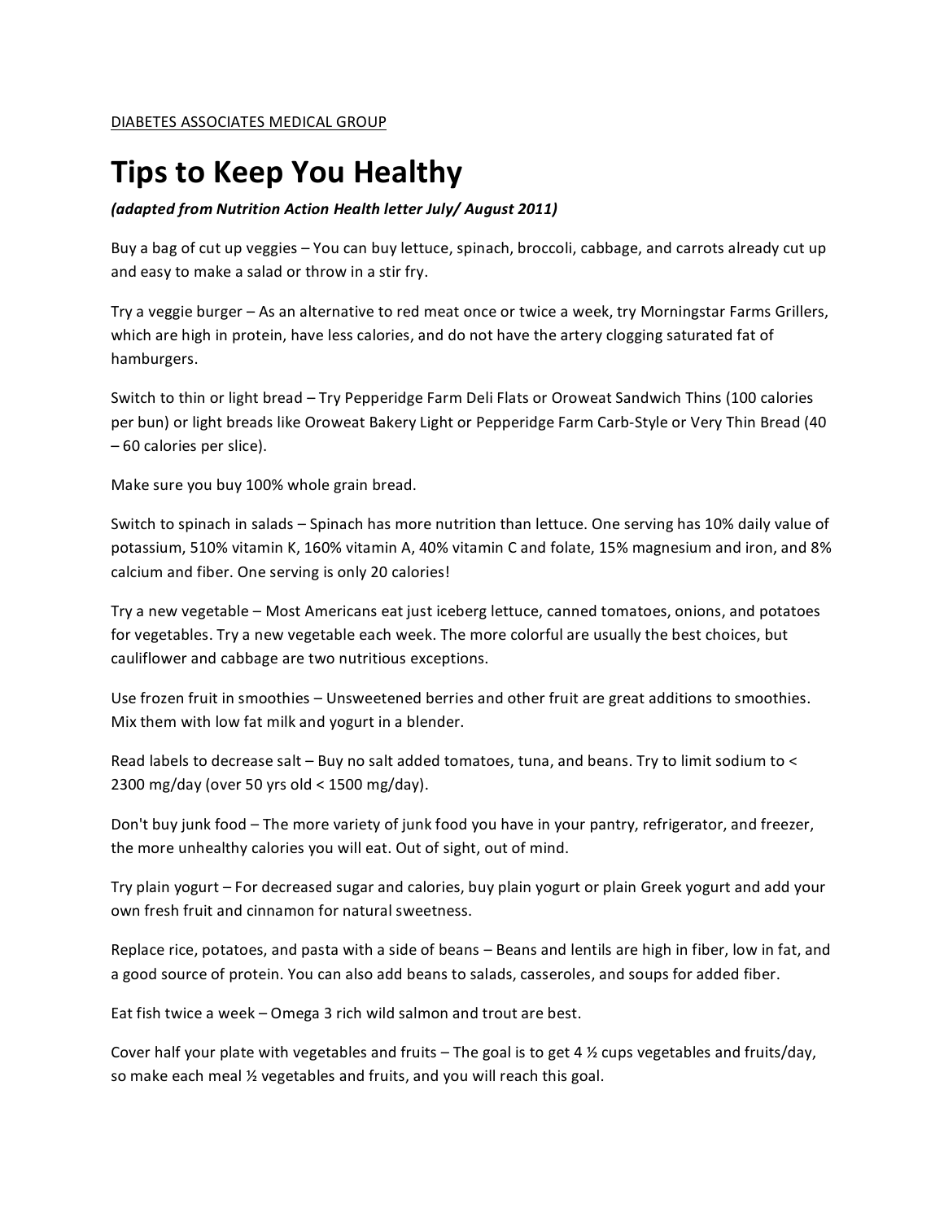DIABETES ASSOCIATES MEDICAL GROUP

# Tips to Keep You Healthy

***(adapted from Nutrition Action Health letter July/ August 2011)***

Buy a bag of cut up veggies – You can buy lettuce, spinach, broccoli, cabbage, and carrots already cut up and easy to make a salad or throw in a stir fry.

Try a veggie burger – As an alternative to red meat once or twice a week, try Morningstar Farms Grillers, which are high in protein, have less calories, and do not have the artery clogging saturated fat of hamburgers.

Switch to thin or light bread – Try Pepperidge Farm Deli Flats or Oroweat Sandwich Thins (100 calories per bun) or light breads like Oroweat Bakery Light or Pepperidge Farm Carb-Style or Very Thin Bread (40 – 60 calories per slice).

Make sure you buy 100% whole grain bread.

Switch to spinach in salads – Spinach has more nutrition than lettuce. One serving has 10% daily value of potassium, 510% vitamin K, 160% vitamin A, 40% vitamin C and folate, 15% magnesium and iron, and 8% calcium and fiber. One serving is only 20 calories!

Try a new vegetable – Most Americans eat just iceberg lettuce, canned tomatoes, onions, and potatoes for vegetables. Try a new vegetable each week. The more colorful are usually the best choices, but cauliflower and cabbage are two nutritious exceptions.

Use frozen fruit in smoothies – Unsweetened berries and other fruit are great additions to smoothies. Mix them with low fat milk and yogurt in a blender.

Read labels to decrease salt – Buy no salt added tomatoes, tuna, and beans. Try to limit sodium to < 2300 mg/day (over 50 yrs old < 1500 mg/day).

Don't buy junk food – The more variety of junk food you have in your pantry, refrigerator, and freezer, the more unhealthy calories you will eat. Out of sight, out of mind.

Try plain yogurt – For decreased sugar and calories, buy plain yogurt or plain Greek yogurt and add your own fresh fruit and cinnamon for natural sweetness.

Replace rice, potatoes, and pasta with a side of beans – Beans and lentils are high in fiber, low in fat, and a good source of protein. You can also add beans to salads, casseroles, and soups for added fiber.

Eat fish twice a week – Omega 3 rich wild salmon and trout are best.

Cover half your plate with vegetables and fruits – The goal is to get 4 ½ cups vegetables and fruits/day, so make each meal ½ vegetables and fruits, and you will reach this goal.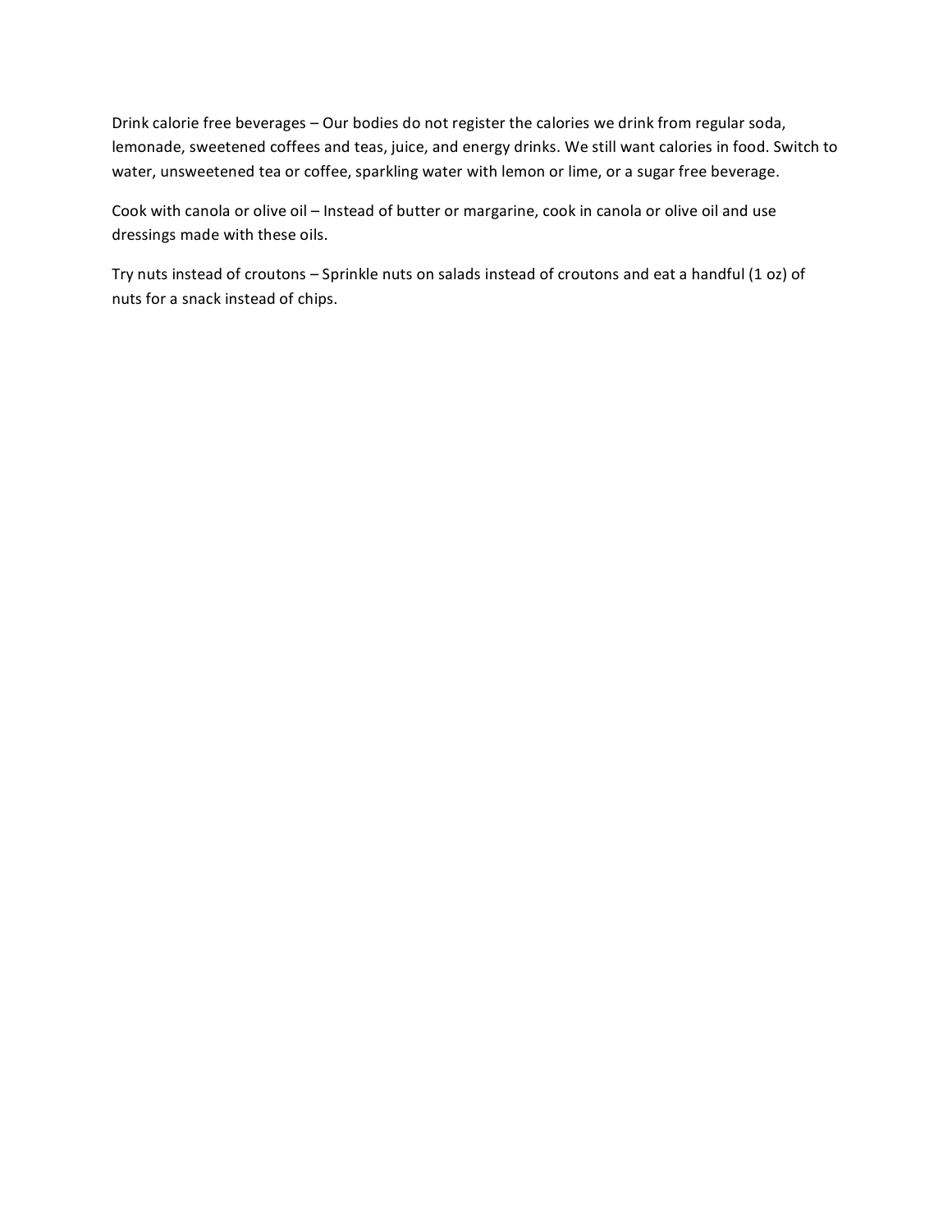Drink calorie free beverages – Our bodies do not register the calories we drink from regular soda, lemonade, sweetened coffees and teas, juice, and energy drinks. We still want calories in food. Switch to water, unsweetened tea or coffee, sparkling water with lemon or lime, or a sugar free beverage.

Cook with canola or olive oil – Instead of butter or margarine, cook in canola or olive oil and use dressings made with these oils.

Try nuts instead of croutons – Sprinkle nuts on salads instead of croutons and eat a handful (1 oz) of nuts for a snack instead of chips.